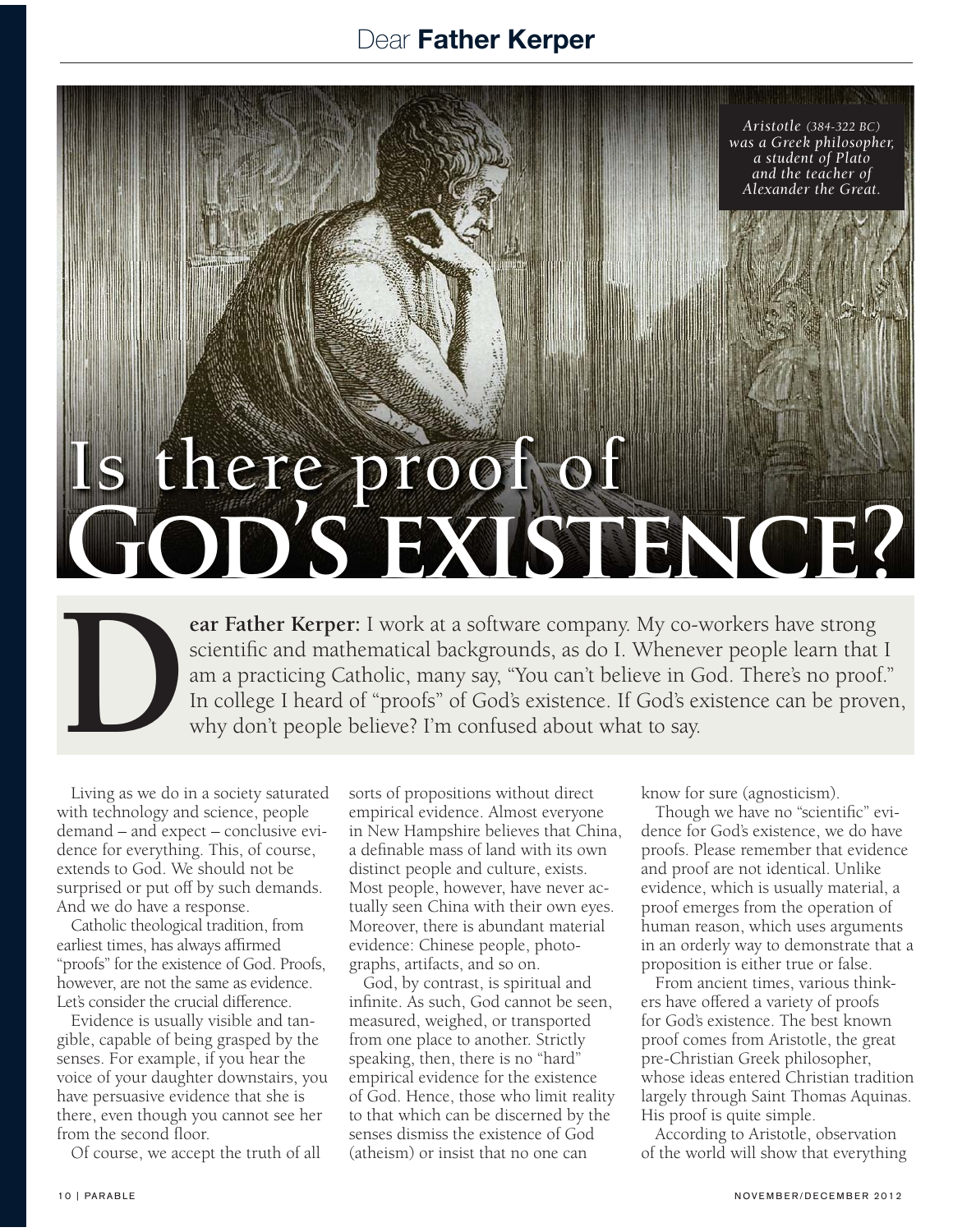# Is there proof of GOD'S EXISTENCE?

*Aristotle (384-322 BC) was a Greek philosopher, a student of Plato and the teacher of Alexander the Great.*

**Dear Father Kerper:** I work at a software company. My co-workers have strong scientific and mathematical backgrounds, as do I. Whenever people learn that I am a practicing Catholic, many say, "You can't believe in God. There's no proof." In college I heard of "proofs" of God's existence. If God's existence can be proven, why don't people believe? I'm confused about what to say.

Living as we do in a society saturated with technology and science, people demand – and expect – conclusive evidence for everything. This, of course, extends to God. We should not be surprised or put off by such demands. And we do have a response.

Catholic theological tradition, from earliest times, has always affirmed "proofs" for the existence of God. Proofs, however, are not the same as evidence. Let's consider the crucial difference.

Evidence is usually visible and tangible, capable of being grasped by the senses. For example, if you hear the voice of your daughter downstairs, you have persuasive evidence that she is there, even though you cannot see her from the second floor.

Of course, we accept the truth of all sorts of propositions without direct empirical evidence. Almost everyone in New Hampshire believes that China, a definable mass of land with its own distinct people and culture, exists. Most people, however, have never actually seen China with their own eyes. Moreover, there is abundant material evidence: Chinese people, photographs, artifacts, and so on.

God, by contrast, is spiritual and infinite. As such, God cannot be seen, measured, weighed, or transported from one place to another. Strictly speaking, then, there is no "hard" empirical evidence for the existence of God. Hence, those who limit reality to that which can be discerned by the senses dismiss the existence of God (atheism) or insist that no one can know for sure (agnosticism).

Though we have no "scientific" evidence for God's existence, we do have proofs. Please remember that evidence and proof are not identical. Unlike evidence, which is usually material, a proof emerges from the operation of human reason, which uses arguments in an orderly way to demonstrate that a proposition is either true or false.

From ancient times, various thinkers have offered a variety of proofs for God's existence. The best known proof comes from Aristotle, the great pre-Christian Greek philosopher, whose ideas entered Christian tradition largely through Saint Thomas Aquinas. His proof is quite simple.

According to Aristotle, observation of the world will show that everything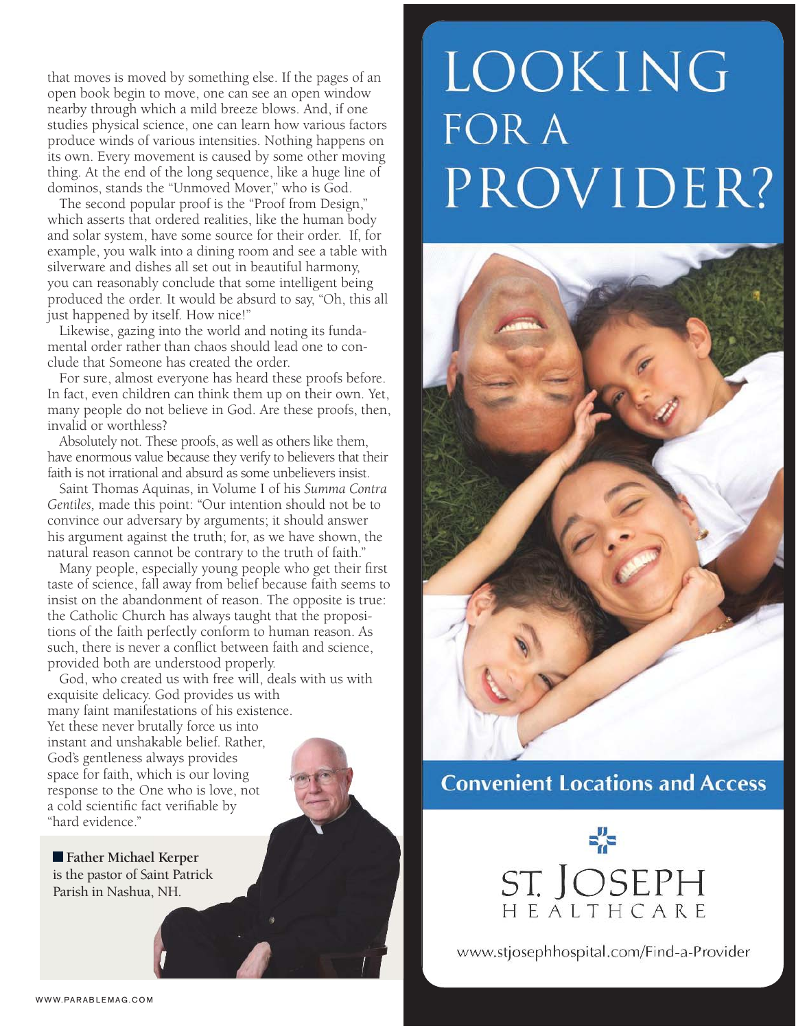that moves is moved by something else. If the pages of an open book begin to move, one can see an open window nearby through which a mild breeze blows. And, if one studies physical science, one can learn how various factors produce winds of various intensities. Nothing happens on its own. Every movement is caused by some other moving thing. At the end of the long sequence, like a huge line of dominos, stands the "Unmoved Mover," who is God.

The second popular proof is the "Proof from Design," which asserts that ordered realities, like the human body and solar system, have some source for their order. If, for example, you walk into a dining room and see a table with silverware and dishes all set out in beautiful harmony, you can reasonably conclude that some intelligent being produced the order. It would be absurd to say, "Oh, this all just happened by itself. How nice!"

Likewise, gazing into the world and noting its fundamental order rather than chaos should lead one to conclude that Someone has created the order.

For sure, almost everyone has heard these proofs before. In fact, even children can think them up on their own. Yet, many people do not believe in God. Are these proofs, then, invalid or worthless?

Absolutely not. These proofs, as well as others like them, have enormous value because they verify to believers that their faith is not irrational and absurd as some unbelievers insist.

Saint Thomas Aquinas, in Volume I of his *Summa Contra Gentiles,* made this point: "Our intention should not be to convince our adversary by arguments; it should answer his argument against the truth; for, as we have shown, the natural reason cannot be contrary to the truth of faith."

Many people, especially young people who get their first taste of science, fall away from belief because faith seems to insist on the abandonment of reason. The opposite is true: the Catholic Church has always taught that the propositions of the faith perfectly conform to human reason. As such, there is never a conflict between faith and science, provided both are understood properly.

God, who created us with free will, deals with us with exquisite delicacy. God provides us with many faint manifestations of his existence. Yet these never brutally force us into instant and unshakable belief. Rather, God's gentleness always provides space for faith, which is our loving response to the One who is love, not a cold scientific fact verifiable by "hard evidence."

**Father Michael Kerper** is the pastor of Saint Patrick Parish in Nashua, NH.

# LOOKING FOR A PROVIDER?

**Convenient Locations and Access**

ST. JOSEPH HEALTHCARE

www.stjosephhospital.com/Find-a-Provider